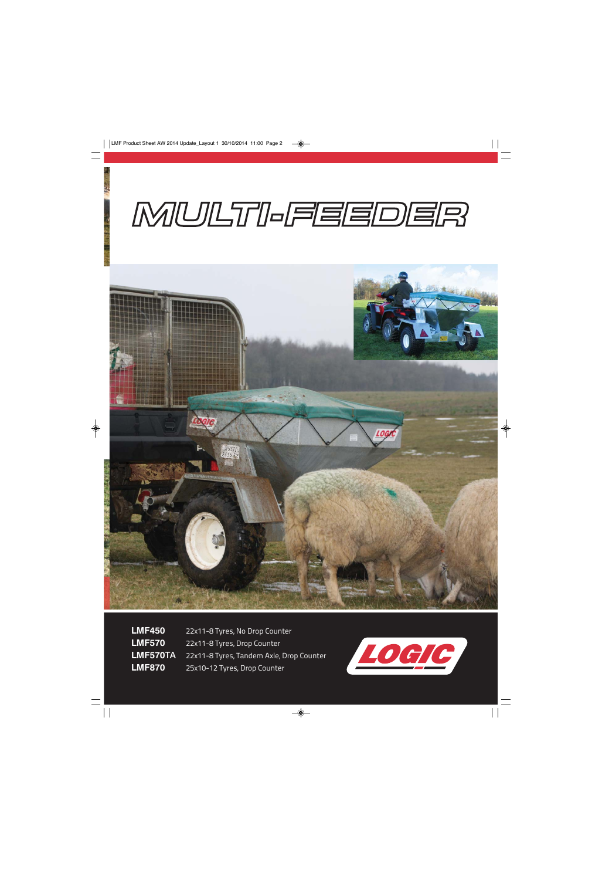# MULTI-FEEDDER

| | |
|---|---|
| **LMF450** | 22x11-8 Tyres, No Drop Counter |
| **LMF570** | 22x11-8 Tyres, Drop Counter |
| **LMF570TA** | 22x11-8 Tyres, Tandem Axle, Drop Counter |
| **LMF870** | 25x10-12 Tyres, Drop Counter |

LOGIC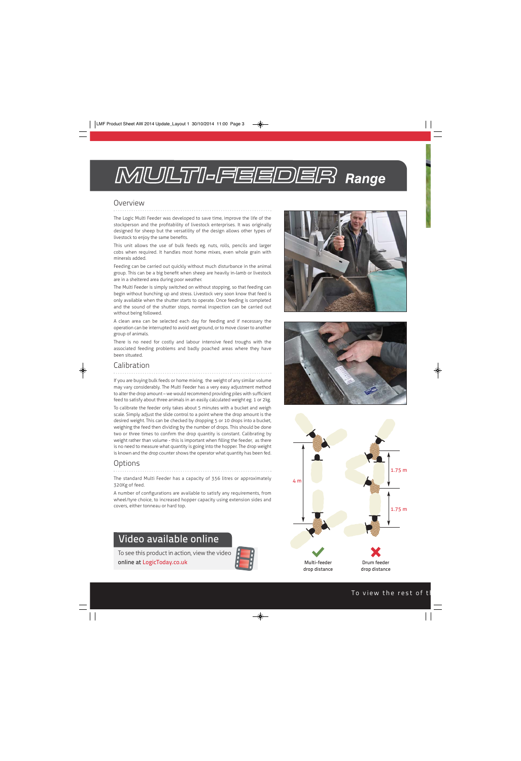# MULTI-FEEDER *Range*

## Overview

The Logic Multi Feeder was developed to save time, improve the life of the stockperson and the profitability of livestock enterprises. It was originally designed for sheep but the versatility of the design allows other types of livestock to enjoy the same benefits.

This unit allows the use of bulk feeds eg. nuts, rolls, pencils and larger cobs when required. It handles most home mixes, even whole grain with minerals added.

Feeding can be carried out quickly without much disturbance in the animal group. This can be a big benefit when sheep are heavily in-lamb or livestock are in a sheltered area during poor weather.

The Multi Feeder is simply switched on without stopping, so that feeding can begin without bunching up and stress. Livestock very soon know that feed is only available when the shutter starts to operate. Once feeding is completed and the sound of the shutter stops, normal inspection can be carried out without being followed.

A clean area can be selected each day for feeding and if necessary the operation can be interrupted to avoid wet ground, or to move closer to another group of animals.

There is no need for costly and labour intensive feed troughs with the associated feeding problems and badly poached areas where they have been situated.

## Calibration

If you are buying bulk feeds or home mixing, the weight of any similar volume may vary considerably. The Multi Feeder has a very easy adjustment method to alter the drop amount – we would recommend providing piles with sufficient feed to satisfy about three animals in an easily calculated weight eg. 1 or 2kg.

To calibrate the feeder only takes about 5 minutes with a bucket and weigh scale. Simply adjust the slide control to a point where the drop amount is the desired weight. This can be checked by dropping 5 or 10 drops into a bucket, weighing the feed then dividing by the number of drops. This should be done two or three times to confirm the drop quantity is constant. Calibrating by weight rather than volume - this is important when filling the feeder, as there is no need to measure what quantity is going into the hopper. The drop weight is known and the drop counter shows the operator what quantity has been fed.

## Options

The standard Multi Feeder has a capacity of 356 litres or approximately 320Kg of feed.

A number of configurations are available to satisfy any requirements, from wheel/tyre choice, to increased hopper capacity using extension sides and covers, either tonneau or hard top.

## Video available online

To see this product in action, view the video online at LogicToday.co.uk

4 m

1.75 m

1.75 m

Multi-feeder drop distance

Drum feeder drop distance

To view the rest of t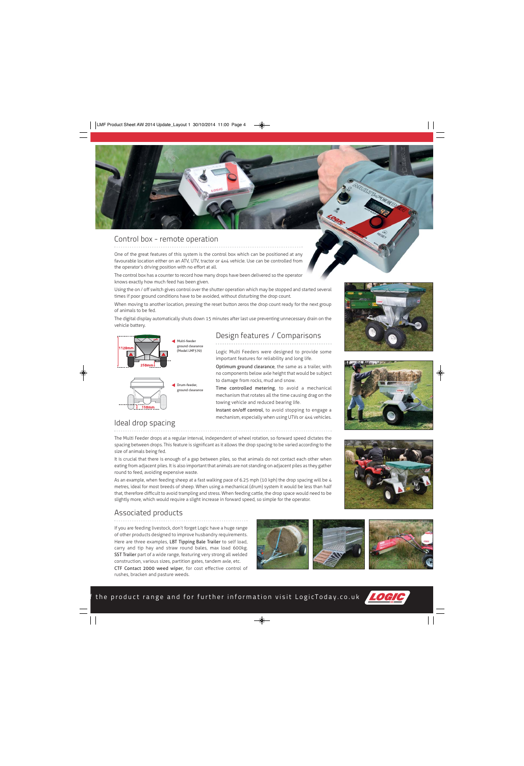## Control box - remote operation

One of the great features of this system is the control box which can be positioned at any favourable location either on an ATV, UTV, tractor or 4x4 vehicle. Use can be controlled from the operator's driving position with no effort at all.

The control box has a counter to record how many drops have been delivered so the operator knows exactly how much feed has been given.

Using the on / off switch gives control over the shutter operation which can be stopped and started several times if poor ground conditions have to be avoided, without disturbing the drop count.

When moving to another location, pressing the reset button zeros the drop count ready for the next group of animals to be fed.

The digital display automatically shuts down 15 minutes after last use preventing unnecessary drain on the vehicle battery.

1120mm

250mm

Multi-feeder ground clearance (Model LMF570)

150mm

Drum-feeder, ground clearance

## Design features / Comparisons

Logic Multi Feeders were designed to provide some important features for reliability and long life.

**Optimum ground clearance**, the same as a trailer, with no components below axle height that would be subject to damage from rocks, mud and snow.

**Time controlled metering**, to avoid a mechanical mechanism that rotates all the time causing drag on the towing vehicle and reduced bearing life.

**Instant on/off control**, to avoid stopping to engage a mechanism, especially when using UTVs or 4x4 vehicles.

## Ideal drop spacing

The Multi Feeder drops at a regular interval, independent of wheel rotation, so forward speed dictates the spacing between drops. This feature is significant as it allows the drop spacing to be varied according to the size of animals being fed.

It is crucial that there is enough of a gap between piles, so that animals do not contact each other when eating from adjacent piles. It is also important that animals are not standing on adjacent piles as they gather round to feed, avoiding expensive waste.

As an example, when feeding sheep at a fast walking pace of 6.25 mph (10 kph) the drop spacing will be 4 metres, ideal for most breeds of sheep. When using a mechanical (drum) system it would be less than half that, therefore difficult to avoid trampling and stress. When feeding cattle, the drop space would need to be slightly more, which would require a slight increase in forward speed, so simple for the operator.

## Associated products

If you are feeding livestock, don't forget Logic have a huge range of other products designed to improve husbandry requirements. Here are three examples, **LBT Tipping Bale Trailer** to self load, carry and tip hay and straw round bales, max load 600kg. **SST Trailer** part of a wide range, featuring very strong all welded construction, various sizes, partition gates, tandem axle, etc. **CTF Contact 2000 weed wiper**, for cost effective control of rushes, bracken and pasture weeds.

f the product range and for further information visit LogicToday.co.uk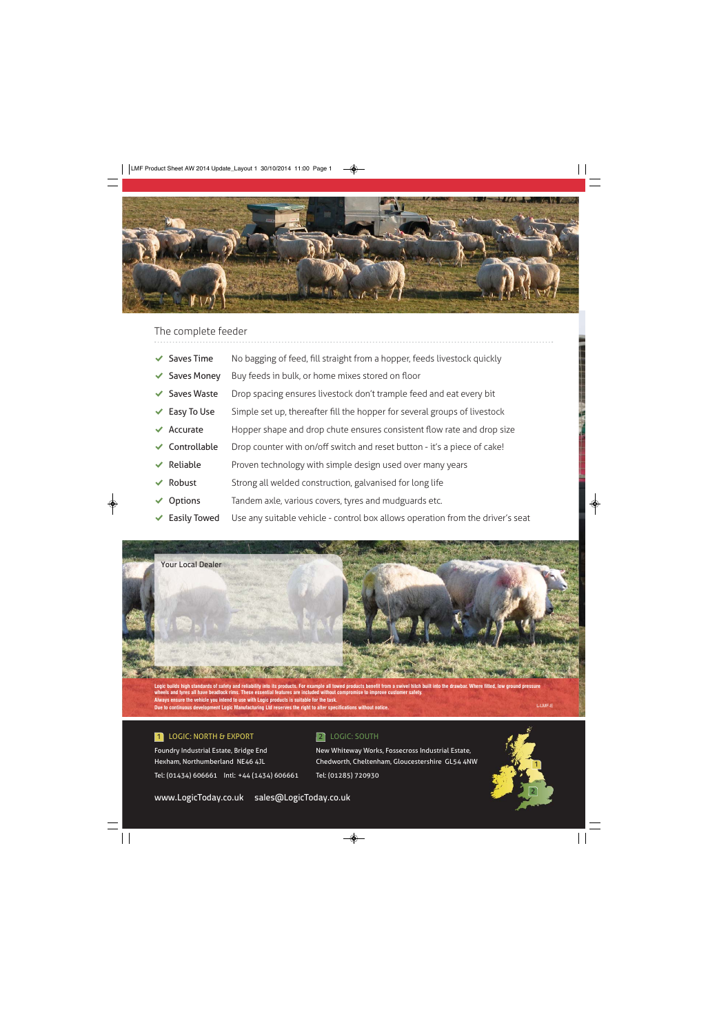## The complete feeder

- ✔ **Saves Time** — No bagging of feed, fill straight from a hopper, feeds livestock quickly
- ✔ **Saves Money** — Buy feeds in bulk, or home mixes stored on floor
- ✔ **Saves Waste** — Drop spacing ensures livestock don't trample feed and eat every bit
- ✔ **Easy To Use** — Simple set up, thereafter fill the hopper for several groups of livestock
- ✔ **Accurate** — Hopper shape and drop chute ensures consistent flow rate and drop size
- ✔ **Controllable** — Drop counter with on/off switch and reset button - it's a piece of cake!
- ✔ **Reliable** — Proven technology with simple design used over many years
- ✔ **Robust** — Strong all welded construction, galvanised for long life
- ✔ **Options** — Tandem axle, various covers, tyres and mudguards etc.
- ✔ **Easily Towed** — Use any suitable vehicle - control box allows operation from the driver's seat

Your Local Dealer

Logic builds high standards of safety and reliability into its products. For example all towed products benefit from a swivel hitch built into the drawbar. Where fitted, low ground pressure wheels and tyres all have beadlock rims. These essential features are included without compromise to improve customer safety.
Always ensure the vehicle you intend to use with Logic products is suitable for the task.
Due to continuous development Logic Manufacturing Ltd reserves the right to alter specifications without notice.

L-LMF-E

**1 LOGIC: NORTH & EXPORT**
Foundry Industrial Estate, Bridge End
Hexham, Northumberland NE46 4JL
Tel: (01434) 606661 Intl: +44 (1434) 606661

**2 LOGIC: SOUTH**
New Whiteway Works, Fossecross Industrial Estate,
Chedworth, Cheltenham, Gloucestershire GL54 4NW
Tel: (01285) 720930

www.LogicToday.co.uk sales@LogicToday.co.uk